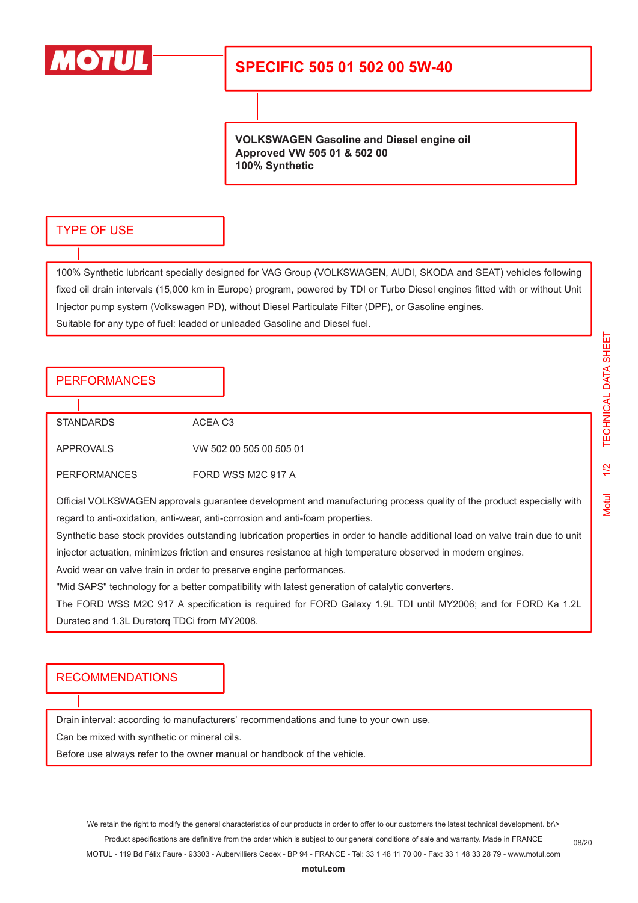MOTUL

# SPECIFIC 505 01 502 00 5W-40

**VOLKSWAGEN Gasoline and Diesel engine oil**
**Approved VW 505 01 & 502 00**
**100% Synthetic**

## TYPE OF USE

100% Synthetic lubricant specially designed for VAG Group (VOLKSWAGEN, AUDI, SKODA and SEAT) vehicles following fixed oil drain intervals (15,000 km in Europe) program, powered by TDI or Turbo Diesel engines fitted with or without Unit Injector pump system (Volkswagen PD), without Diesel Particulate Filter (DPF), or Gasoline engines.
Suitable for any type of fuel: leaded or unleaded Gasoline and Diesel fuel.

## PERFORMANCES

| | |
|---|---|
| STANDARDS | ACEA C3 |
| APPROVALS | VW 502 00 505 00 505 01 |
| PERFORMANCES | FORD WSS M2C 917 A |

Official VOLKSWAGEN approvals guarantee development and manufacturing process quality of the product especially with regard to anti-oxidation, anti-wear, anti-corrosion and anti-foam properties.
Synthetic base stock provides outstanding lubrication properties in order to handle additional load on valve train due to unit injector actuation, minimizes friction and ensures resistance at high temperature observed in modern engines.
Avoid wear on valve train in order to preserve engine performances.
"Mid SAPS" technology for a better compatibility with latest generation of catalytic converters.
The FORD WSS M2C 917 A specification is required for FORD Galaxy 1.9L TDI until MY2006; and for FORD Ka 1.2L Duratec and 1.3L Duratorq TDCi from MY2008.

## RECOMMENDATIONS

Drain interval: according to manufacturers' recommendations and tune to your own use.
Can be mixed with synthetic or mineral oils.
Before use always refer to the owner manual or handbook of the vehicle.

We retain the right to modify the general characteristics of our products in order to offer to our customers the latest technical development. br\>
Product specifications are definitive from the order which is subject to our general conditions of sale and warranty. Made in FRANCE
MOTUL - 119 Bd Félix Faure - 93303 - Aubervilliers Cedex - BP 94 - FRANCE - Tel: 33 1 48 11 70 00 - Fax: 33 1 48 33 28 79 - www.motul.com
**motul.com**

08/20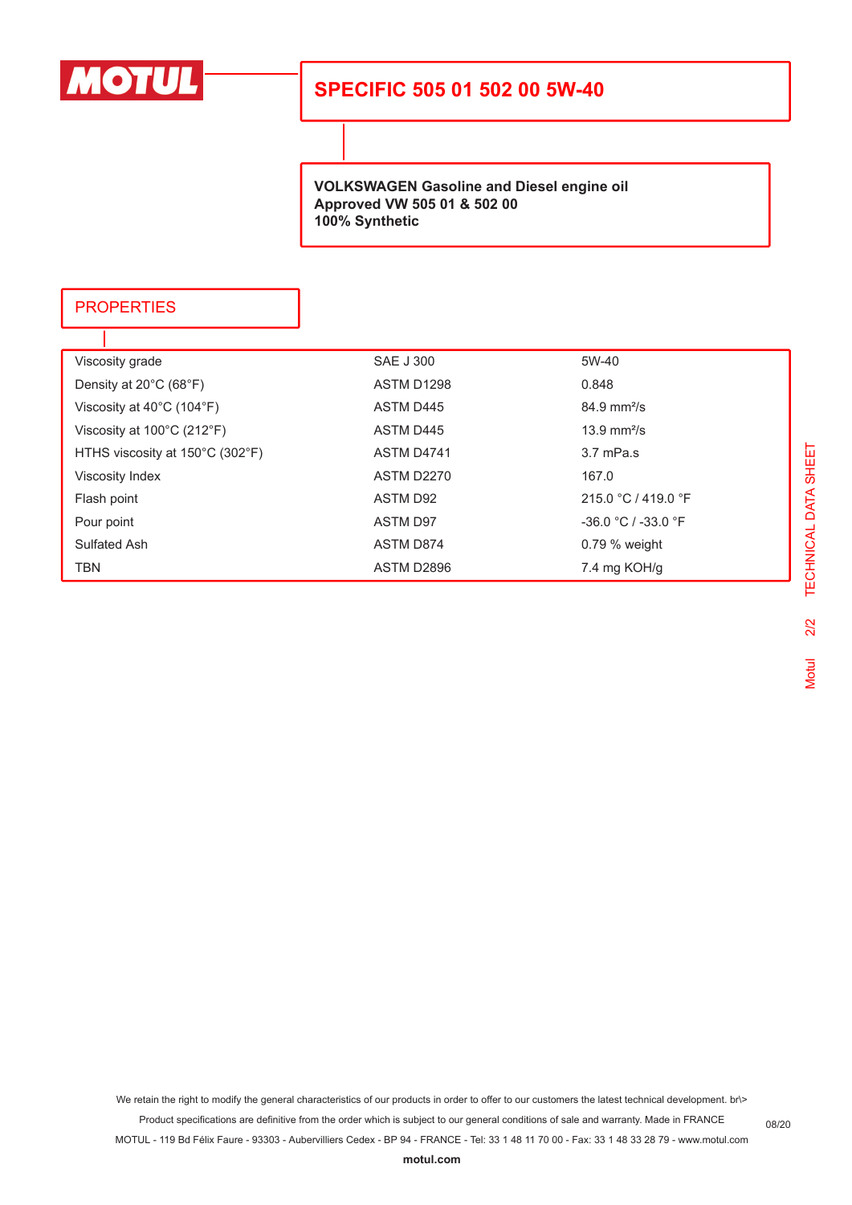# SPECIFIC 505 01 502 00 5W-40

**VOLKSWAGEN Gasoline and Diesel engine oil**
**Approved VW 505 01 & 502 00**
**100% Synthetic**

## PROPERTIES

| | | |
|---|---|---|
| Viscosity grade | SAE J 300 | 5W-40 |
| Density at 20°C (68°F) | ASTM D1298 | 0.848 |
| Viscosity at 40°C (104°F) | ASTM D445 | 84.9 mm²/s |
| Viscosity at 100°C (212°F) | ASTM D445 | 13.9 mm²/s |
| HTHS viscosity at 150°C (302°F) | ASTM D4741 | 3.7 mPa.s |
| Viscosity Index | ASTM D2270 | 167.0 |
| Flash point | ASTM D92 | 215.0 °C / 419.0 °F |
| Pour point | ASTM D97 | -36.0 °C / -33.0 °F |
| Sulfated Ash | ASTM D874 | 0.79 % weight |
| TBN | ASTM D2896 | 7.4 mg KOH/g |

We retain the right to modify the general characteristics of our products in order to offer to our customers the latest technical development. br\>
Product specifications are definitive from the order which is subject to our general conditions of sale and warranty. Made in FRANCE
MOTUL - 119 Bd Félix Faure - 93303 - Aubervilliers Cedex - BP 94 - FRANCE - Tel: 33 1 48 11 70 00 - Fax: 33 1 48 33 28 79 - www.motul.com

08/20

**motul.com**